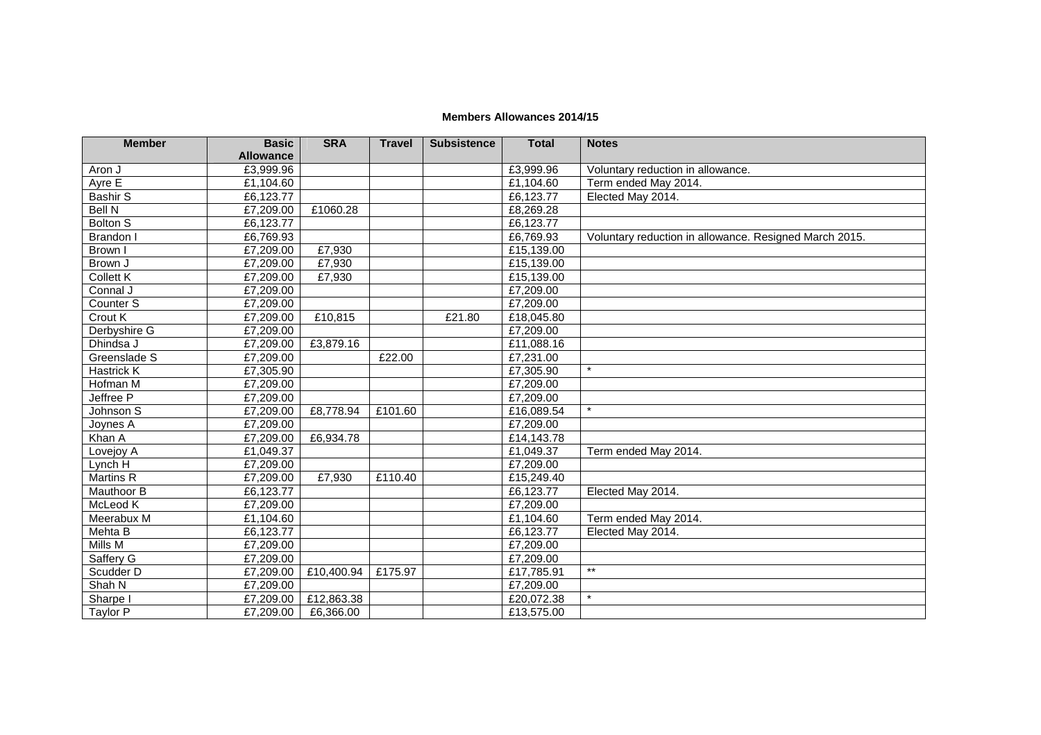**Members Allowances 2014/15**

| Member | Basic Allowance | SRA | Travel | Subsistence | Total | Notes |
|---|---|---|---|---|---|---|
| Aron J | £3,999.96 | | | | £3,999.96 | Voluntary reduction in allowance. |
| Ayre E | £1,104.60 | | | | £1,104.60 | Term ended May 2014. |
| Bashir S | £6,123.77 | | | | £6,123.77 | Elected May 2014. |
| Bell N | £7,209.00 | £1060.28 | | | £8,269.28 | |
| Bolton S | £6,123.77 | | | | £6,123.77 | |
| Brandon I | £6,769.93 | | | | £6,769.93 | Voluntary reduction in allowance. Resigned March 2015. |
| Brown I | £7,209.00 | £7,930 | | | £15,139.00 | |
| Brown J | £7,209.00 | £7,930 | | | £15,139.00 | |
| Collett K | £7,209.00 | £7,930 | | | £15,139.00 | |
| Connal J | £7,209.00 | | | | £7,209.00 | |
| Counter S | £7,209.00 | | | | £7,209.00 | |
| Crout K | £7,209.00 | £10,815 | | £21.80 | £18,045.80 | |
| Derbyshire G | £7,209.00 | | | | £7,209.00 | |
| Dhindsa J | £7,209.00 | £3,879.16 | | | £11,088.16 | |
| Greenslade S | £7,209.00 | | £22.00 | | £7,231.00 | |
| Hastrick K | £7,305.90 | | | | £7,305.90 | * |
| Hofman M | £7,209.00 | | | | £7,209.00 | |
| Jeffree P | £7,209.00 | | | | £7,209.00 | |
| Johnson S | £7,209.00 | £8,778.94 | £101.60 | | £16,089.54 | * |
| Joynes A | £7,209.00 | | | | £7,209.00 | |
| Khan A | £7,209.00 | £6,934.78 | | | £14,143.78 | |
| Lovejoy A | £1,049.37 | | | | £1,049.37 | Term ended May 2014. |
| Lynch H | £7,209.00 | | | | £7,209.00 | |
| Martins R | £7,209.00 | £7,930 | £110.40 | | £15,249.40 | |
| Mauthoor B | £6,123.77 | | | | £6,123.77 | Elected May 2014. |
| McLeod K | £7,209.00 | | | | £7,209.00 | |
| Meerabux M | £1,104.60 | | | | £1,104.60 | Term ended May 2014. |
| Mehta B | £6,123.77 | | | | £6,123.77 | Elected May 2014. |
| Mills M | £7,209.00 | | | | £7,209.00 | |
| Saffery G | £7,209.00 | | | | £7,209.00 | |
| Scudder D | £7,209.00 | £10,400.94 | £175.97 | | £17,785.91 | ** |
| Shah N | £7,209.00 | | | | £7,209.00 | |
| Sharpe I | £7,209.00 | £12,863.38 | | | £20,072.38 | * |
| Taylor P | £7,209.00 | £6,366.00 | | | £13,575.00 | |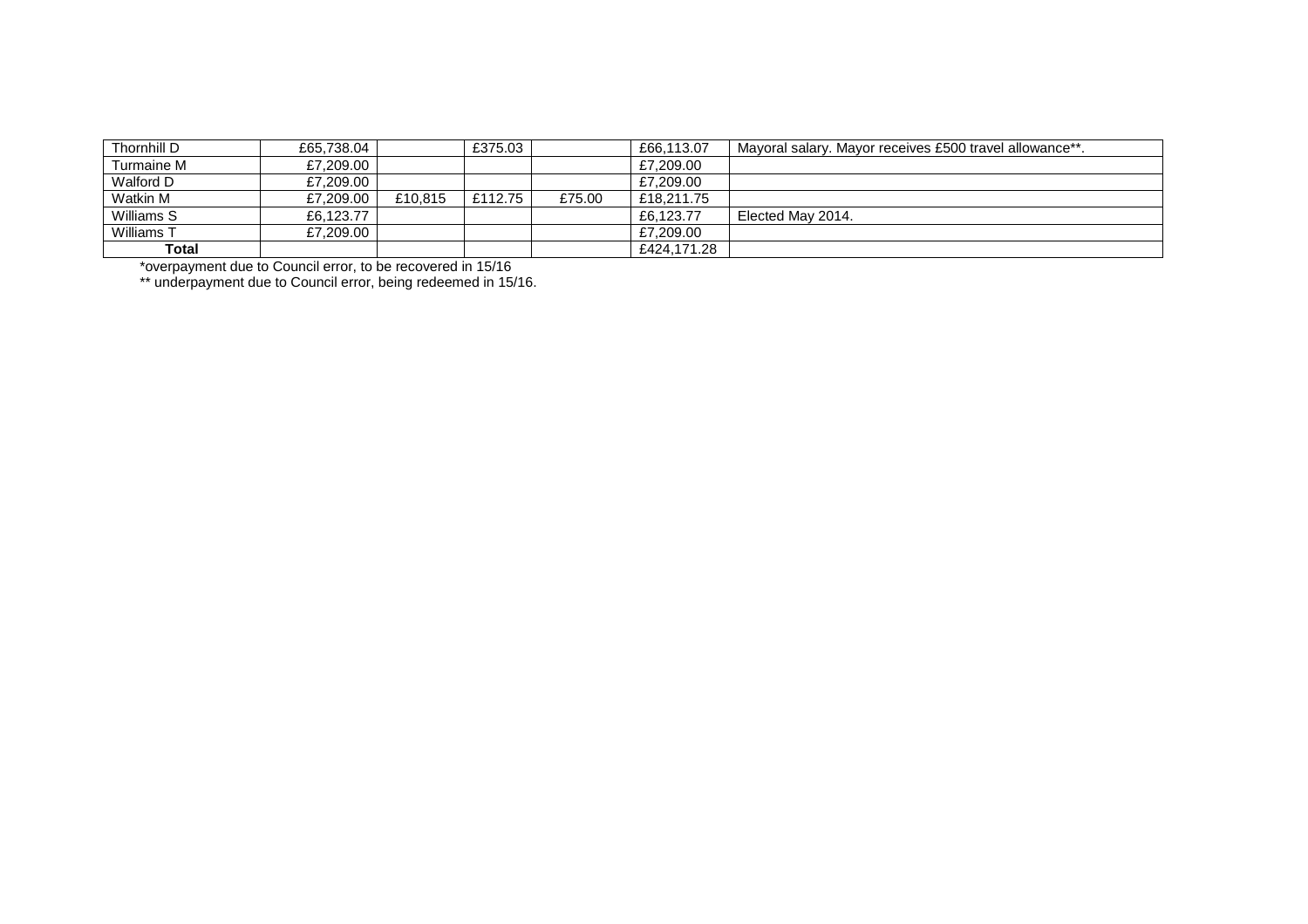| | | | | | | |
|---|---|---|---|---|---|---|
| Thornhill D | £65,738.04 | | £375.03 | | £66,113.07 | Mayoral salary. Mayor receives £500 travel allowance**. |
| Turmaine M | £7,209.00 | | | | £7,209.00 | |
| Walford D | £7,209.00 | | | | £7,209.00 | |
| Watkin M | £7,209.00 | £10,815 | £112.75 | £75.00 | £18,211.75 | |
| Williams S | £6,123.77 | | | | £6,123.77 | Elected May 2014. |
| Williams T | £7,209.00 | | | | £7,209.00 | |
| **Total** | | | | | £424,171.28 | |

*overpayment due to Council error, to be recovered in 15/16

** underpayment due to Council error, being redeemed in 15/16.